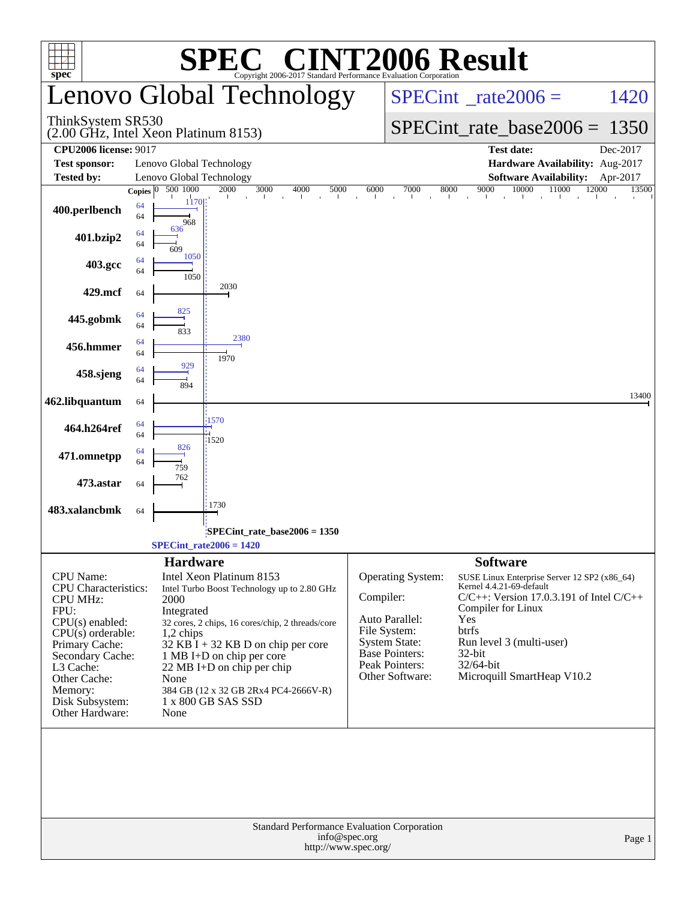# SPEC CINT2006 Result

Copyright 2006-2017 Standard Performance Evaluation Corporation

## Lenovo Global Technology

ThinkSystem SR530
(2.00 GHz, Intel Xeon Platinum 8153)

SPECint_rate2006 = 1420

SPECint_rate_base2006 = 1350

| | | | |
|---|---|---|---|
| **CPU2006 license:** 9017 | | **Test date:** | Dec-2017 |
| **Test sponsor:** | Lenovo Global Technology | **Hardware Availability:** | Aug-2017 |
| **Tested by:** | Lenovo Global Technology | **Software Availability:** | Apr-2017 |

| Benchmark | Copies (peak) | Peak | Copies (base) | Base |
|---|---|---|---|---|
| 400.perlbench | 64 | 1170 | 64 | 968 |
| 401.bzip2 | 64 | 636 | 64 | 609 |
| 403.gcc | 64 | 1050 | 64 | 1050 |
| 429.mcf | | | 64 | 2030 |
| 445.gobmk | 64 | 825 | 64 | 833 |
| 456.hmmer | 64 | 2380 | 64 | 1970 |
| 458.sjeng | 64 | 929 | 64 | 894 |
| 462.libquantum | | | 64 | 13400 |
| 464.h264ref | 64 | 1570 | 64 | 1520 |
| 471.omnetpp | 64 | 826 | 64 | 759 |
| 473.astar | | | 64 | 762 |
| 483.xalancbmk | | | 64 | 1730 |

SPECint_rate_base2006 = 1350

SPECint_rate2006 = 1420

### Hardware

| | |
|---|---|
| CPU Name: | Intel Xeon Platinum 8153 |
| CPU Characteristics: | Intel Turbo Boost Technology up to 2.80 GHz |
| CPU MHz: | 2000 |
| FPU: | Integrated |
| CPU(s) enabled: | 32 cores, 2 chips, 16 cores/chip, 2 threads/core |
| CPU(s) orderable: | 1,2 chips |
| Primary Cache: | 32 KB I + 32 KB D on chip per core |
| Secondary Cache: | 1 MB I+D on chip per core |
| L3 Cache: | 22 MB I+D on chip per chip |
| Other Cache: | None |
| Memory: | 384 GB (12 x 32 GB 2Rx4 PC4-2666V-R) |
| Disk Subsystem: | 1 x 800 GB SAS SSD |
| Other Hardware: | None |

### Software

| | |
|---|---|
| Operating System: | SUSE Linux Enterprise Server 12 SP2 (x86_64) Kernel 4.4.21-69-default |
| Compiler: | C/C++: Version 17.0.3.191 of Intel C/C++ Compiler for Linux |
| Auto Parallel: | Yes |
| File System: | btrfs |
| System State: | Run level 3 (multi-user) |
| Base Pointers: | 32-bit |
| Peak Pointers: | 32/64-bit |
| Other Software: | Microquill SmartHeap V10.2 |

Standard Performance Evaluation Corporation
info@spec.org
http://www.spec.org/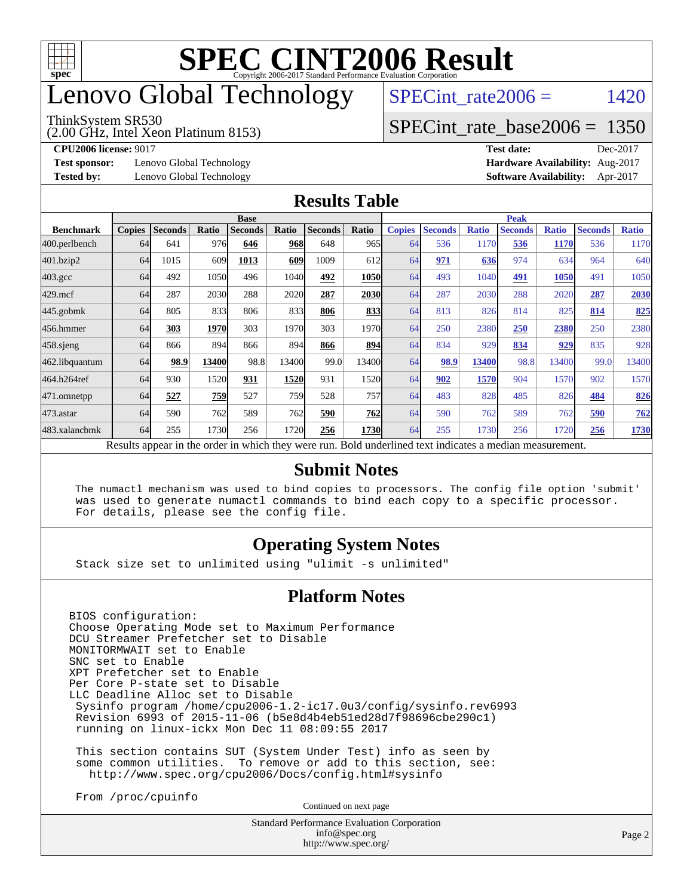# SPEC CINT2006 Result

Copyright 2006-2017 Standard Performance Evaluation Corporation

# Lenovo Global Technology

ThinkSystem SR530
(2.00 GHz, Intel Xeon Platinum 8153)

SPECint_rate2006 = 1420

SPECint_rate_base2006 = 1350

**CPU2006 license:** 9017

**Test sponsor:** Lenovo Global Technology

**Tested by:** Lenovo Global Technology

**Test date:** Dec-2017

**Hardware Availability:** Aug-2017

**Software Availability:** Apr-2017

## Results Table

| | Base | | | | | | | Peak | | | | | | |
|---|---|---|---|---|---|---|---|---|---|---|---|---|---|---|
| **Benchmark** | **Copies** | **Seconds** | **Ratio** | **Seconds** | **Ratio** | **Seconds** | **Ratio** | **Copies** | **Seconds** | **Ratio** | **Seconds** | **Ratio** | **Seconds** | **Ratio** |
| 400.perlbench | 64 | 641 | 976 | **646** | **968** | 648 | 965 | 64 | 536 | 1170 | **536** | **1170** | 536 | 1170 |
| 401.bzip2 | 64 | 1015 | 609 | **1013** | **609** | 1009 | 612 | 64 | **971** | **636** | 974 | 634 | 964 | 640 |
| 403.gcc | 64 | 492 | 1050 | 496 | 1040 | **492** | **1050** | 64 | 493 | 1040 | **491** | **1050** | 491 | 1050 |
| 429.mcf | 64 | 287 | 2030 | 288 | 2020 | **287** | **2030** | 64 | 287 | 2030 | 288 | 2020 | **287** | **2030** |
| 445.gobmk | 64 | 805 | 833 | 806 | 833 | **806** | **833** | 64 | 813 | 826 | 814 | 825 | **814** | **825** |
| 456.hmmer | 64 | **303** | **1970** | 303 | 1970 | 303 | 1970 | 64 | 250 | 2380 | **250** | **2380** | 250 | 2380 |
| 458.sjeng | 64 | 866 | 894 | 866 | 894 | **866** | **894** | 64 | 834 | 929 | **834** | **929** | 835 | 928 |
| 462.libquantum | 64 | **98.9** | **13400** | 98.8 | 13400 | 99.0 | 13400 | 64 | **98.9** | **13400** | 98.8 | 13400 | 99.0 | 13400 |
| 464.h264ref | 64 | 930 | 1520 | **931** | **1520** | 931 | 1520 | 64 | **902** | **1570** | 904 | 1570 | 902 | 1570 |
| 471.omnetpp | 64 | **527** | **759** | 527 | 759 | 528 | 757 | 64 | 483 | 828 | 485 | 826 | **484** | **826** |
| 473.astar | 64 | 590 | 762 | 589 | 762 | **590** | **762** | 64 | 590 | 762 | 589 | 762 | **590** | **762** |
| 483.xalancbmk | 64 | 255 | 1730 | 256 | 1720 | **256** | **1730** | 64 | 255 | 1730 | 256 | 1720 | **256** | **1730** |

Results appear in the order in which they were run. Bold underlined text indicates a median measurement.

## Submit Notes

```
The numactl mechanism was used to bind copies to processors. The config file option 'submit'
was used to generate numactl commands to bind each copy to a specific processor.
For details, please see the config file.
```

## Operating System Notes

```
Stack size set to unlimited using "ulimit -s unlimited"
```

## Platform Notes

```
BIOS configuration:
Choose Operating Mode set to Maximum Performance
DCU Streamer Prefetcher set to Disable
MONITORMWAIT set to Enable
SNC set to Enable
XPT Prefetcher set to Enable
Per Core P-state set to Disable
LLC Deadline Alloc set to Disable
 Sysinfo program /home/cpu2006-1.2-ic17.0u3/config/sysinfo.rev6993
 Revision 6993 of 2015-11-06 (b5e8d4b4eb51ed28d7f98696cbe290c1)
 running on linux-ickx Mon Dec 11 08:09:55 2017

 This section contains SUT (System Under Test) info as seen by
 some common utilities.  To remove or add to this section, see:
   http://www.spec.org/cpu2006/Docs/config.html#sysinfo

 From /proc/cpuinfo
```

Continued on next page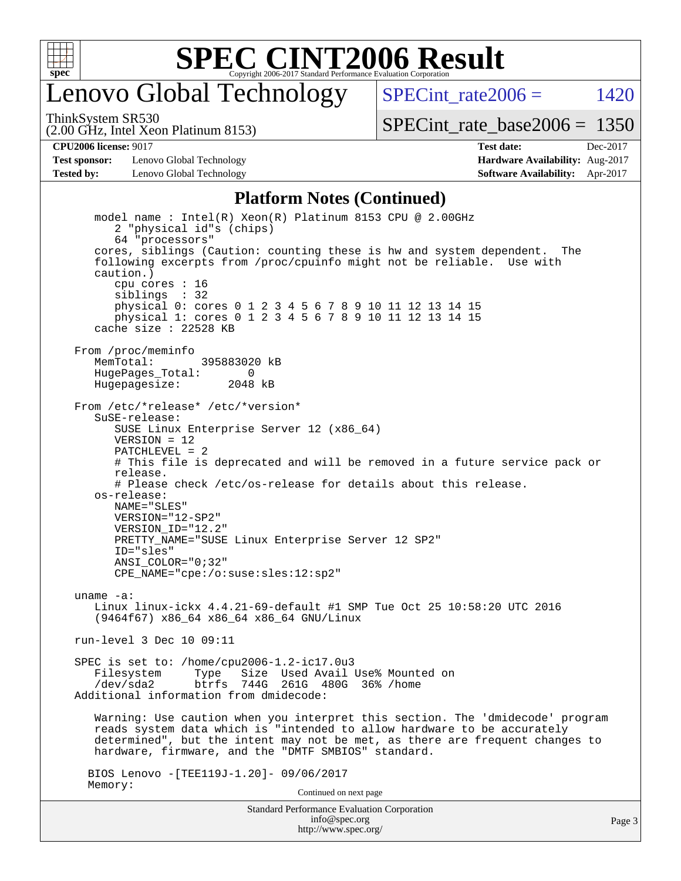# SPEC CINT2006 Result

## Lenovo Global Technology

ThinkSystem SR530
(2.00 GHz, Intel Xeon Platinum 8153)

SPECint_rate2006 = 1420

SPECint_rate_base2006 = 1350

**CPU2006 license:** 9017
**Test sponsor:** Lenovo Global Technology
**Tested by:** Lenovo Global Technology

**Test date:** Dec-2017
**Hardware Availability:** Aug-2017
**Software Availability:** Apr-2017

### Platform Notes (Continued)

```
    model name : Intel(R) Xeon(R) Platinum 8153 CPU @ 2.00GHz
       2 "physical id"s (chips)
       64 "processors"
    cores, siblings (Caution: counting these is hw and system dependent.  The
    following excerpts from /proc/cpuinfo might not be reliable.  Use with
    caution.)
       cpu cores : 16
       siblings  : 32
       physical 0: cores 0 1 2 3 4 5 6 7 8 9 10 11 12 13 14 15
       physical 1: cores 0 1 2 3 4 5 6 7 8 9 10 11 12 13 14 15
    cache size : 22528 KB

 From /proc/meminfo
    MemTotal:        395883020 kB
    HugePages_Total:        0
    Hugepagesize:        2048 kB

 From /etc/*release* /etc/*version*
    SuSE-release:
       SUSE Linux Enterprise Server 12 (x86_64)
       VERSION = 12
       PATCHLEVEL = 2
       # This file is deprecated and will be removed in a future service pack or
       release.
       # Please check /etc/os-release for details about this release.
    os-release:
       NAME="SLES"
       VERSION="12-SP2"
       VERSION_ID="12.2"
       PRETTY_NAME="SUSE Linux Enterprise Server 12 SP2"
       ID="sles"
       ANSI_COLOR="0;32"
       CPE_NAME="cpe:/o:suse:sles:12:sp2"

 uname -a:
    Linux linux-ickx 4.4.21-69-default #1 SMP Tue Oct 25 10:58:20 UTC 2016
    (9464f67) x86_64 x86_64 x86_64 GNU/Linux

 run-level 3 Dec 10 09:11

 SPEC is set to: /home/cpu2006-1.2-ic17.0u3
    Filesystem     Type   Size  Used Avail Use% Mounted on
    /dev/sda2      btrfs  744G  261G  480G  36% /home
 Additional information from dmidecode:

    Warning: Use caution when you interpret this section. The 'dmidecode' program
    reads system data which is "intended to allow hardware to be accurately
    determined", but the intent may not be met, as there are frequent changes to
    hardware, firmware, and the "DMTF SMBIOS" standard.

   BIOS Lenovo -[TEE119J-1.20]- 09/06/2017
   Memory:
```

Continued on next page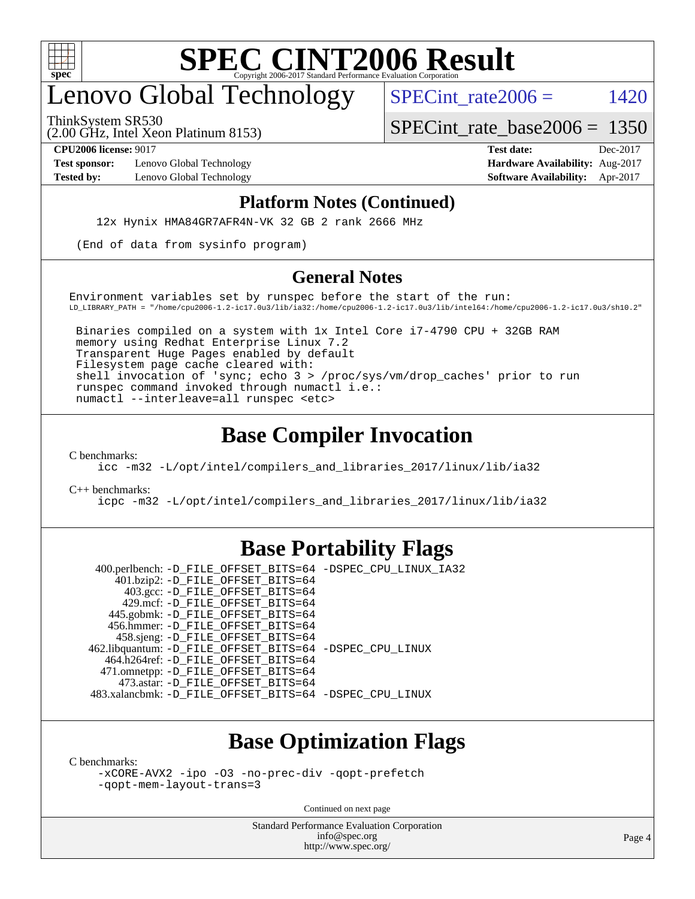# SPEC CINT2006 Result

Copyright 2006-2017 Standard Performance Evaluation Corporation

## Lenovo Global Technology

ThinkSystem SR530
(2.00 GHz, Intel Xeon Platinum 8153)

SPECint_rate2006 = 1420

SPECint_rate_base2006 = 1350

**CPU2006 license:** 9017
**Test sponsor:** Lenovo Global Technology
**Tested by:** Lenovo Global Technology

**Test date:** Dec-2017
**Hardware Availability:** Aug-2017
**Software Availability:** Apr-2017

### Platform Notes (Continued)

```
    12x Hynix HMA84GR7AFR4N-VK 32 GB 2 rank 2666 MHz

 (End of data from sysinfo program)
```

### General Notes

```
Environment variables set by runspec before the start of the run:
LD_LIBRARY_PATH = "/home/cpu2006-1.2-ic17.0u3/lib/ia32:/home/cpu2006-1.2-ic17.0u3/lib/intel64:/home/cpu2006-1.2-ic17.0u3/sh10.2"

 Binaries compiled on a system with 1x Intel Core i7-4790 CPU + 32GB RAM
 memory using Redhat Enterprise Linux 7.2
 Transparent Huge Pages enabled by default
 Filesystem page cache cleared with:
 shell invocation of 'sync; echo 3 > /proc/sys/vm/drop_caches' prior to run
 runspec command invoked through numactl i.e.:
 numactl --interleave=all runspec <etc>
```

## Base Compiler Invocation

C benchmarks:
```
icc -m32 -L/opt/intel/compilers_and_libraries_2017/linux/lib/ia32
```

C++ benchmarks:
```
icpc -m32 -L/opt/intel/compilers_and_libraries_2017/linux/lib/ia32
```

## Base Portability Flags

```
   400.perlbench: -D_FILE_OFFSET_BITS=64 -DSPEC_CPU_LINUX_IA32
       401.bzip2: -D_FILE_OFFSET_BITS=64
         403.gcc: -D_FILE_OFFSET_BITS=64
         429.mcf: -D_FILE_OFFSET_BITS=64
       445.gobmk: -D_FILE_OFFSET_BITS=64
       456.hmmer: -D_FILE_OFFSET_BITS=64
       458.sjeng: -D_FILE_OFFSET_BITS=64
  462.libquantum: -D_FILE_OFFSET_BITS=64 -DSPEC_CPU_LINUX
     464.h264ref: -D_FILE_OFFSET_BITS=64
     471.omnetpp: -D_FILE_OFFSET_BITS=64
       473.astar: -D_FILE_OFFSET_BITS=64
  483.xalancbmk: -D_FILE_OFFSET_BITS=64 -DSPEC_CPU_LINUX
```

## Base Optimization Flags

C benchmarks:
```
-xCORE-AVX2 -ipo -O3 -no-prec-div -qopt-prefetch
-qopt-mem-layout-trans=3
```

Continued on next page

Standard Performance Evaluation Corporation
info@spec.org
http://www.spec.org/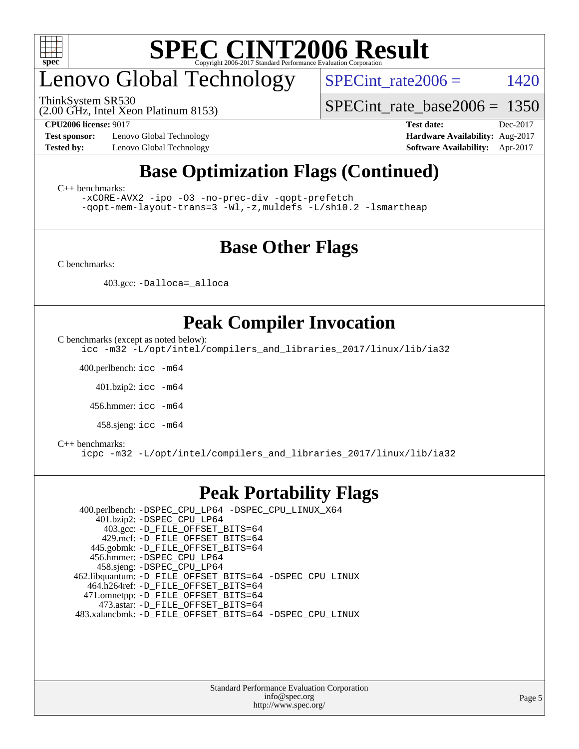# Lenovo Global Technology

ThinkSystem SR530
(2.00 GHz, Intel Xeon Platinum 8153)

SPECint_rate2006 = 1420

SPECint_rate_base2006 = 1350

**CPU2006 license:** 9017
**Test sponsor:** Lenovo Global Technology
**Tested by:** Lenovo Global Technology

**Test date:** Dec-2017
**Hardware Availability:** Aug-2017
**Software Availability:** Apr-2017

## Base Optimization Flags (Continued)

C++ benchmarks:
-xCORE-AVX2 -ipo -O3 -no-prec-div -qopt-prefetch
-qopt-mem-layout-trans=3 -Wl,-z,muldefs -L/sh10.2 -lsmartheap

## Base Other Flags

C benchmarks:

403.gcc: -Dalloca=_alloca

## Peak Compiler Invocation

C benchmarks (except as noted below):
icc -m32 -L/opt/intel/compilers_and_libraries_2017/linux/lib/ia32

400.perlbench: icc -m64

401.bzip2: icc -m64

456.hmmer: icc -m64

458.sjeng: icc -m64

C++ benchmarks:
icpc -m32 -L/opt/intel/compilers_and_libraries_2017/linux/lib/ia32

## Peak Portability Flags

400.perlbench: -DSPEC_CPU_LP64 -DSPEC_CPU_LINUX_X64
401.bzip2: -DSPEC_CPU_LP64
403.gcc: -D_FILE_OFFSET_BITS=64
429.mcf: -D_FILE_OFFSET_BITS=64
445.gobmk: -D_FILE_OFFSET_BITS=64
456.hmmer: -DSPEC_CPU_LP64
458.sjeng: -DSPEC_CPU_LP64
462.libquantum: -D_FILE_OFFSET_BITS=64 -DSPEC_CPU_LINUX
464.h264ref: -D_FILE_OFFSET_BITS=64
471.omnetpp: -D_FILE_OFFSET_BITS=64
473.astar: -D_FILE_OFFSET_BITS=64
483.xalancbmk: -D_FILE_OFFSET_BITS=64 -DSPEC_CPU_LINUX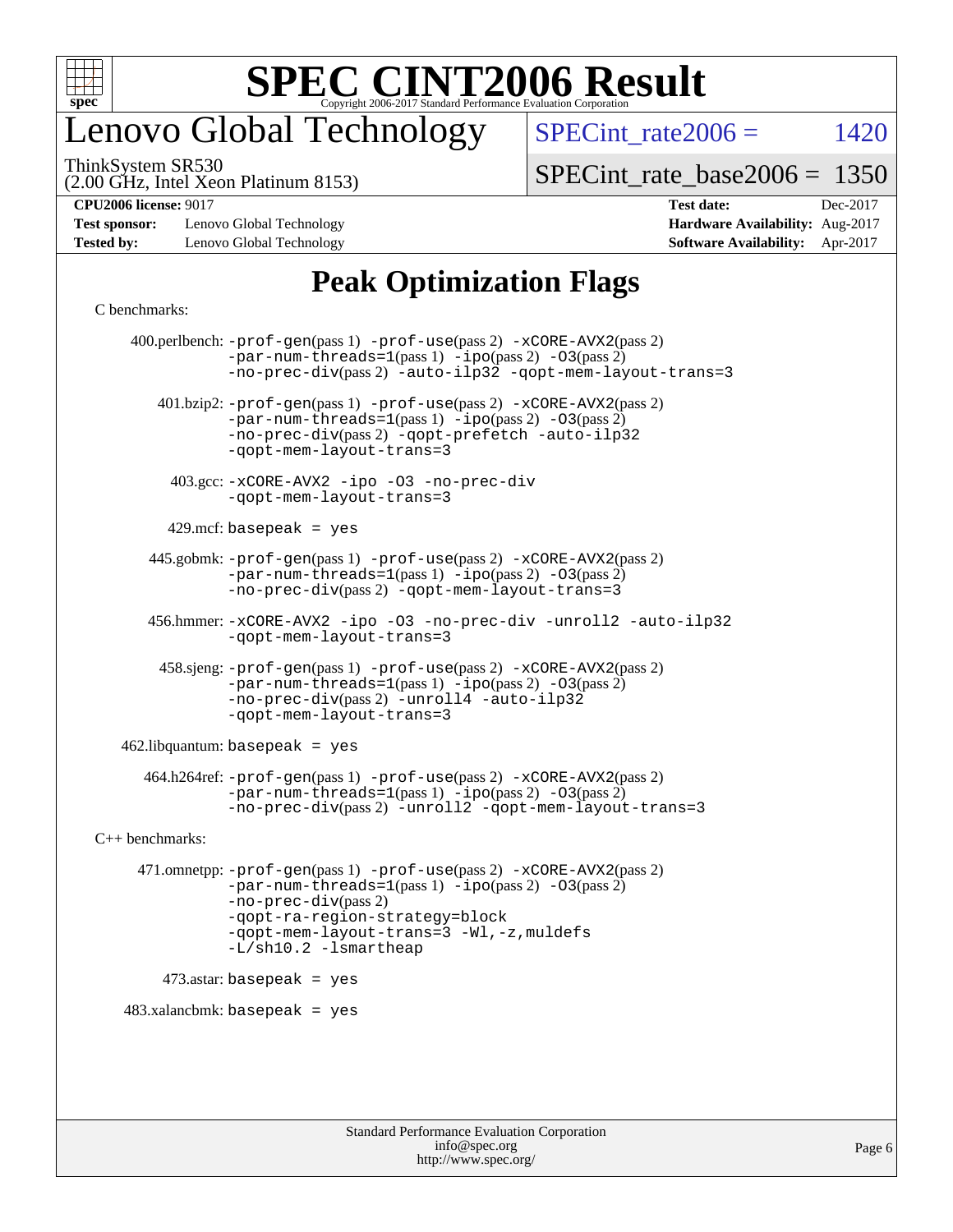# Lenovo Global Technology

ThinkSystem SR530
(2.00 GHz, Intel Xeon Platinum 8153)

SPECint_rate2006 = 1420

SPECint_rate_base2006 = 1350

**CPU2006 license:** 9017
**Test sponsor:** Lenovo Global Technology
**Tested by:** Lenovo Global Technology

**Test date:** Dec-2017
**Hardware Availability:** Aug-2017
**Software Availability:** Apr-2017

## Peak Optimization Flags

C benchmarks:

400.perlbench: -prof-gen(pass 1) -prof-use(pass 2) -xCORE-AVX2(pass 2) -par-num-threads=1(pass 1) -ipo(pass 2) -O3(pass 2) -no-prec-div(pass 2) -auto-ilp32 -qopt-mem-layout-trans=3

401.bzip2: -prof-gen(pass 1) -prof-use(pass 2) -xCORE-AVX2(pass 2) -par-num-threads=1(pass 1) -ipo(pass 2) -O3(pass 2) -no-prec-div(pass 2) -qopt-prefetch -auto-ilp32 -qopt-mem-layout-trans=3

403.gcc: -xCORE-AVX2 -ipo -O3 -no-prec-div -qopt-mem-layout-trans=3

429.mcf: basepeak = yes

445.gobmk: -prof-gen(pass 1) -prof-use(pass 2) -xCORE-AVX2(pass 2) -par-num-threads=1(pass 1) -ipo(pass 2) -O3(pass 2) -no-prec-div(pass 2) -qopt-mem-layout-trans=3

456.hmmer: -xCORE-AVX2 -ipo -O3 -no-prec-div -unroll2 -auto-ilp32 -qopt-mem-layout-trans=3

458.sjeng: -prof-gen(pass 1) -prof-use(pass 2) -xCORE-AVX2(pass 2) -par-num-threads=1(pass 1) -ipo(pass 2) -O3(pass 2) -no-prec-div(pass 2) -unroll4 -auto-ilp32 -qopt-mem-layout-trans=3

462.libquantum: basepeak = yes

464.h264ref: -prof-gen(pass 1) -prof-use(pass 2) -xCORE-AVX2(pass 2) -par-num-threads=1(pass 1) -ipo(pass 2) -O3(pass 2) -no-prec-div(pass 2) -unroll2 -qopt-mem-layout-trans=3

C++ benchmarks:

471.omnetpp: -prof-gen(pass 1) -prof-use(pass 2) -xCORE-AVX2(pass 2) -par-num-threads=1(pass 1) -ipo(pass 2) -O3(pass 2) -no-prec-div(pass 2) -qopt-ra-region-strategy=block -qopt-mem-layout-trans=3 -Wl,-z,muldefs -L/sh10.2 -lsmartheap

473.astar: basepeak = yes

483.xalancbmk: basepeak = yes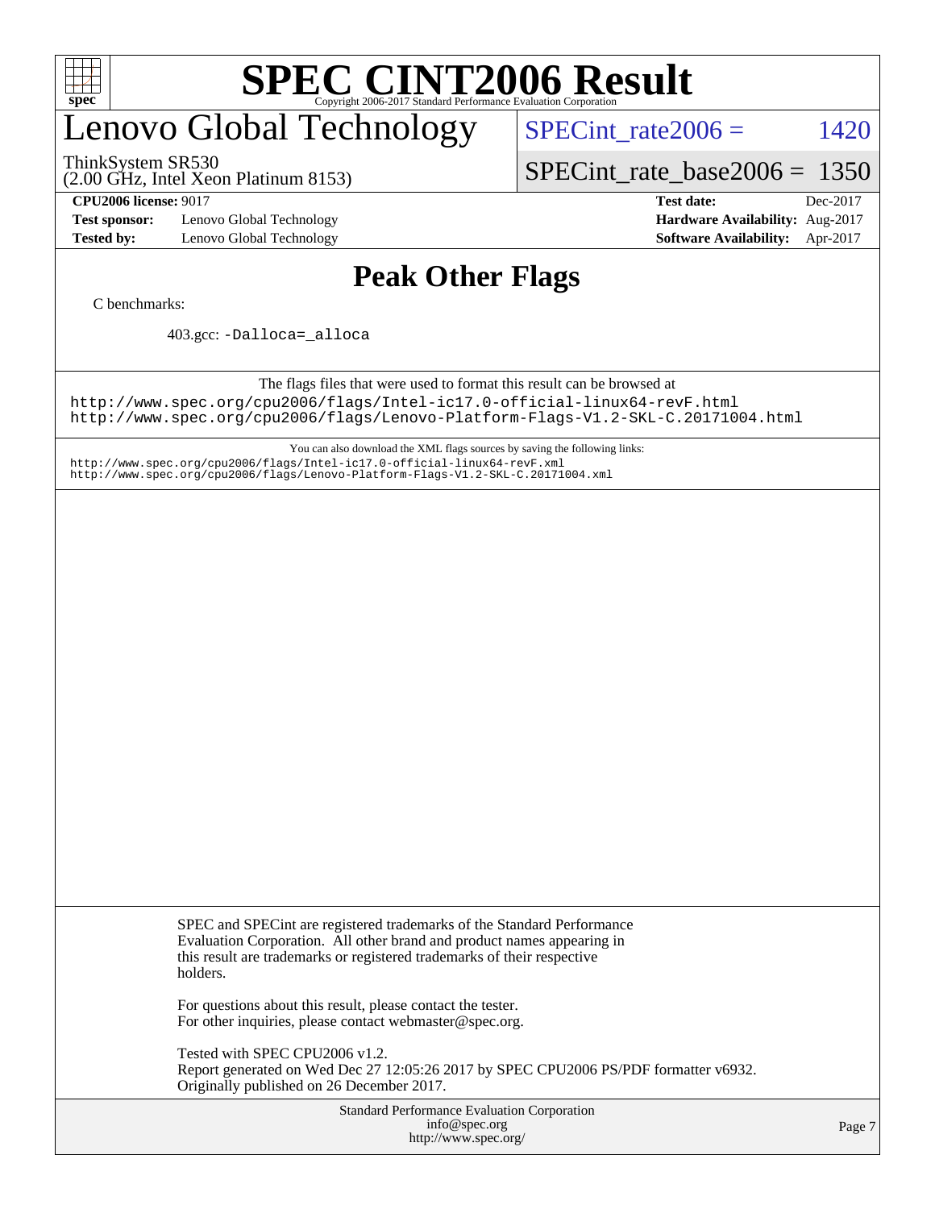# Peak Other Flags

C benchmarks:

403.gcc: -Dalloca=_alloca

The flags files that were used to format this result can be browsed at
http://www.spec.org/cpu2006/flags/Intel-ic17.0-official-linux64-revF.html
http://www.spec.org/cpu2006/flags/Lenovo-Platform-Flags-V1.2-SKL-C.20171004.html

You can also download the XML flags sources by saving the following links:
http://www.spec.org/cpu2006/flags/Intel-ic17.0-official-linux64-revF.xml
http://www.spec.org/cpu2006/flags/Lenovo-Platform-Flags-V1.2-SKL-C.20171004.xml

SPEC and SPECint are registered trademarks of the Standard Performance Evaluation Corporation. All other brand and product names appearing in this result are trademarks or registered trademarks of their respective holders.

For questions about this result, please contact the tester.
For other inquiries, please contact webmaster@spec.org.

Tested with SPEC CPU2006 v1.2.
Report generated on Wed Dec 27 12:05:26 2017 by SPEC CPU2006 PS/PDF formatter v6932.
Originally published on 26 December 2017.